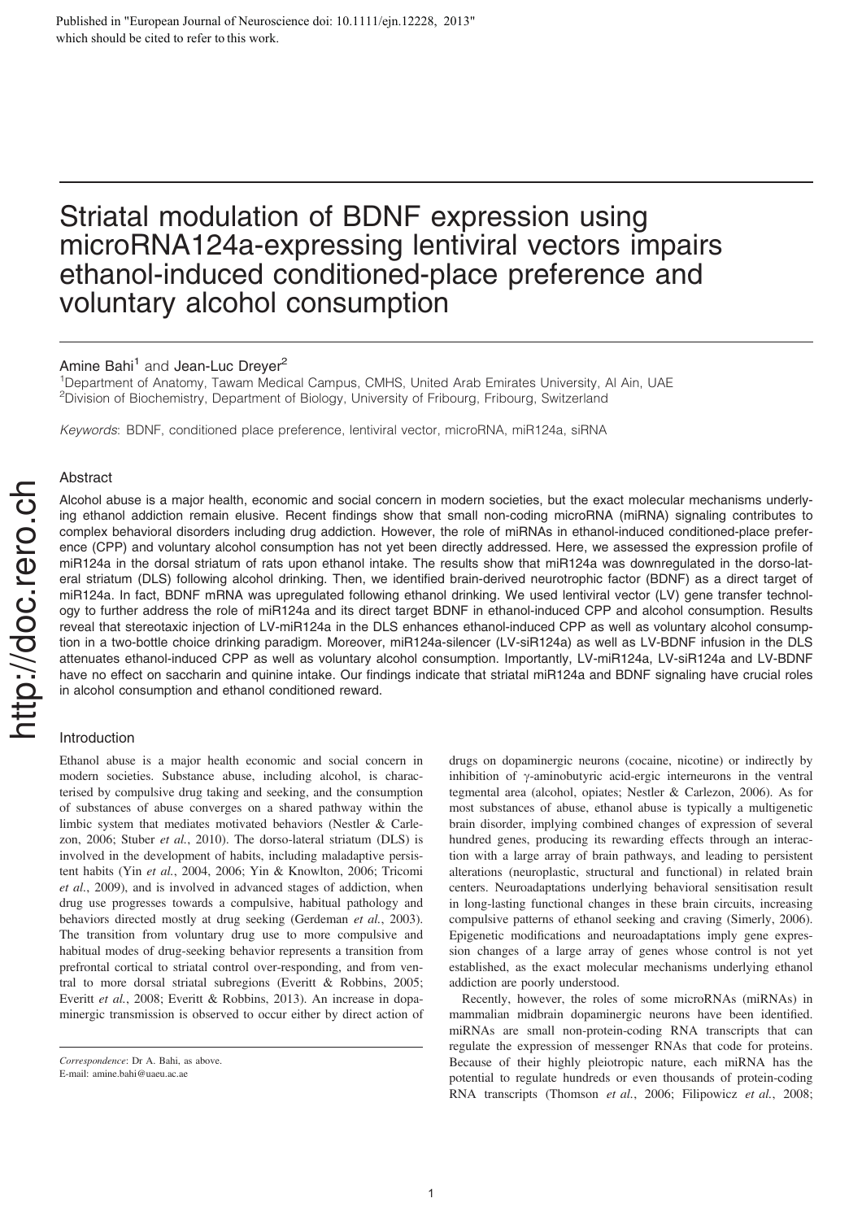Published in "European Journal of Neuroscience doi: 10.1111/ejn.12228, 2013" which should be cited to refer to this work.

# Striatal modulation of BDNF expression using microRNA124a-expressing lentiviral vectors impairs ethanol-induced conditioned-place preference and voluntary alcohol consumption

Amine Bahi[1] and Jean-Luc Dreyer[2]

[1]Department of Anatomy, Tawam Medical Campus, CMHS, United Arab Emirates University, Al Ain, UAE
[2]Division of Biochemistry, Department of Biology, University of Fribourg, Fribourg, Switzerland

*Keywords*: BDNF, conditioned place preference, lentiviral vector, microRNA, miR124a, siRNA

## Abstract

Alcohol abuse is a major health, economic and social concern in modern societies, but the exact molecular mechanisms underlying ethanol addiction remain elusive. Recent findings show that small non-coding microRNA (miRNA) signaling contributes to complex behavioral disorders including drug addiction. However, the role of miRNAs in ethanol-induced conditioned-place preference (CPP) and voluntary alcohol consumption has not yet been directly addressed. Here, we assessed the expression profile of miR124a in the dorsal striatum of rats upon ethanol intake. The results show that miR124a was downregulated in the dorso-lateral striatum (DLS) following alcohol drinking. Then, we identified brain-derived neurotrophic factor (BDNF) as a direct target of miR124a. In fact, BDNF mRNA was upregulated following ethanol drinking. We used lentiviral vector (LV) gene transfer technology to further address the role of miR124a and its direct target BDNF in ethanol-induced CPP and alcohol consumption. Results reveal that stereotaxic injection of LV-miR124a in the DLS enhances ethanol-induced CPP as well as voluntary alcohol consumption in a two-bottle choice drinking paradigm. Moreover, miR124a-silencer (LV-siR124a) as well as LV-BDNF infusion in the DLS attenuates ethanol-induced CPP as well as voluntary alcohol consumption. Importantly, LV-miR124a, LV-siR124a and LV-BDNF have no effect on saccharin and quinine intake. Our findings indicate that striatal miR124a and BDNF signaling have crucial roles in alcohol consumption and ethanol conditioned reward.

## Introduction

Ethanol abuse is a major health economic and social concern in modern societies. Substance abuse, including alcohol, is characterised by compulsive drug taking and seeking, and the consumption of substances of abuse converges on a shared pathway within the limbic system that mediates motivated behaviors (Nestler & Carlezon, 2006; Stuber *et al.*, 2010). The dorso-lateral striatum (DLS) is involved in the development of habits, including maladaptive persistent habits (Yin *et al.*, 2004, 2006; Yin & Knowlton, 2006; Tricomi *et al.*, 2009), and is involved in advanced stages of addiction, when drug use progresses towards a compulsive, habitual pathology and behaviors directed mostly at drug seeking (Gerdeman *et al.*, 2003). The transition from voluntary drug use to more compulsive and habitual modes of drug-seeking behavior represents a transition from prefrontal cortical to striatal control over-responding, and from ventral to more dorsal striatal subregions (Everitt & Robbins, 2005; Everitt *et al.*, 2008; Everitt & Robbins, 2013). An increase in dopaminergic transmission is observed to occur either by direct action of drugs on dopaminergic neurons (cocaine, nicotine) or indirectly by inhibition of γ-aminobutyric acid-ergic interneurons in the ventral tegmental area (alcohol, opiates; Nestler & Carlezon, 2006). As for most substances of abuse, ethanol abuse is typically a multigenetic brain disorder, implying combined changes of expression of several hundred genes, producing its rewarding effects through an interaction with a large array of brain pathways, and leading to persistent alterations (neuroplastic, structural and functional) in related brain centers. Neuroadaptations underlying behavioral sensitisation result in long-lasting functional changes in these brain circuits, increasing compulsive patterns of ethanol seeking and craving (Simerly, 2006). Epigenetic modifications and neuroadaptations imply gene expression changes of a large array of genes whose control is not yet established, as the exact molecular mechanisms underlying ethanol addiction are poorly understood.

Recently, however, the roles of some microRNAs (miRNAs) in mammalian midbrain dopaminergic neurons have been identified. miRNAs are small non-protein-coding RNA transcripts that can regulate the expression of messenger RNAs that code for proteins. Because of their highly pleiotropic nature, each miRNA has the potential to regulate hundreds or even thousands of protein-coding RNA transcripts (Thomson *et al.*, 2006; Filipowicz *et al.*, 2008;

*Correspondence*: Dr A. Bahi, as above.
E-mail: amine.bahi@uaeu.ac.ae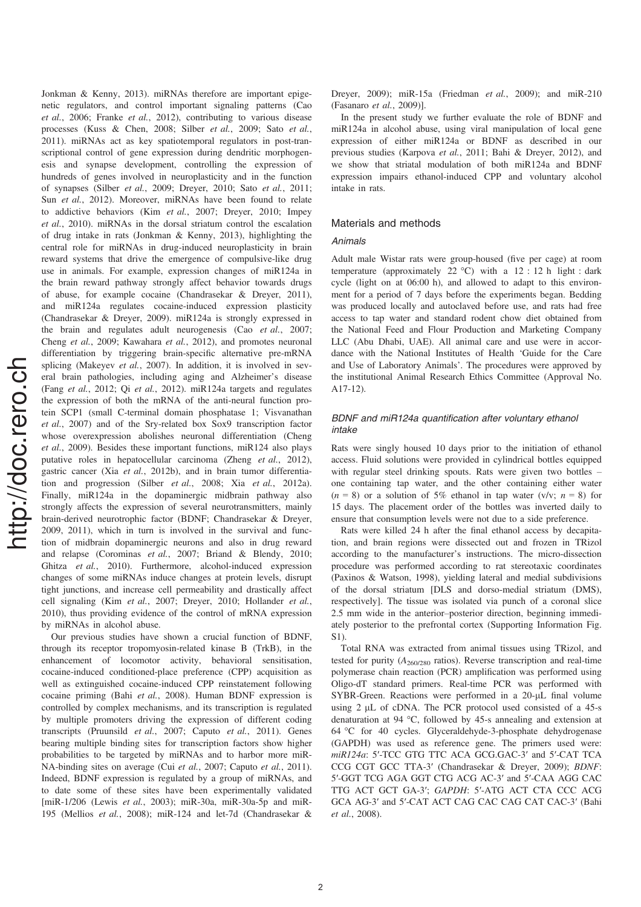Jonkman & Kenny, 2013). miRNAs therefore are important epigenetic regulators, and control important signaling patterns (Cao *et al.*, 2006; Franke *et al.*, 2012), contributing to various disease processes (Kuss & Chen, 2008; Silber *et al.*, 2009; Sato *et al.*, 2011). miRNAs act as key spatiotemporal regulators in post-transcriptional control of gene expression during dendritic morphogenesis and synapse development, controlling the expression of hundreds of genes involved in neuroplasticity and in the function of synapses (Silber *et al.*, 2009; Dreyer, 2010; Sato *et al.*, 2011; Sun *et al.*, 2012). Moreover, miRNAs have been found to relate to addictive behaviors (Kim *et al.*, 2007; Dreyer, 2010; Impey *et al.*, 2010). miRNAs in the dorsal striatum control the escalation of drug intake in rats (Jonkman & Kenny, 2013), highlighting the central role for miRNAs in drug-induced neuroplasticity in brain reward systems that drive the emergence of compulsive-like drug use in animals. For example, expression changes of miR124a in the brain reward pathway strongly affect behavior towards drugs of abuse, for example cocaine (Chandrasekar & Dreyer, 2011), and miR124a regulates cocaine-induced expression plasticity (Chandrasekar & Dreyer, 2009). miR124a is strongly expressed in the brain and regulates adult neurogenesis (Cao *et al.*, 2007; Cheng *et al.*, 2009; Kawahara *et al.*, 2012), and promotes neuronal differentiation by triggering brain-specific alternative pre-mRNA splicing (Makeyev *et al.*, 2007). In addition, it is involved in several brain pathologies, including aging and Alzheimer's disease (Fang *et al.*, 2012; Qi *et al.*, 2012). miR124a targets and regulates the expression of both the mRNA of the anti-neural function protein SCP1 (small C-terminal domain phosphatase 1; Visvanathan *et al.*, 2007) and of the Sry-related box Sox9 transcription factor whose overexpression abolishes neuronal differentiation (Cheng *et al.*, 2009). Besides these important functions, miR124 also plays putative roles in hepatocellular carcinoma (Zheng *et al.*, 2012), gastric cancer (Xia *et al.*, 2012b), and in brain tumor differentiation and progression (Silber *et al.*, 2008; Xia *et al.*, 2012a). Finally, miR124a in the dopaminergic midbrain pathway also strongly affects the expression of several neurotransmitters, mainly brain-derived neurotrophic factor (BDNF; Chandrasekar & Dreyer, 2009, 2011), which in turn is involved in the survival and function of midbrain dopaminergic neurons and also in drug reward and relapse (Corominas *et al.*, 2007; Briand & Blendy, 2010; Ghitza *et al.*, 2010). Furthermore, alcohol-induced expression changes of some miRNAs induce changes at protein levels, disrupt tight junctions, and increase cell permeability and drastically affect cell signaling (Kim *et al.*, 2007; Dreyer, 2010; Hollander *et al.*, 2010), thus providing evidence of the control of mRNA expression by miRNAs in alcohol abuse.

Our previous studies have shown a crucial function of BDNF, through its receptor tropomyosin-related kinase B (TrkB), in the enhancement of locomotor activity, behavioral sensitisation, cocaine-induced conditioned-place preference (CPP) acquisition as well as extinguished cocaine-induced CPP reinstatement following cocaine priming (Bahi *et al.*, 2008). Human BDNF expression is controlled by complex mechanisms, and its transcription is regulated by multiple promoters driving the expression of different coding transcripts (Pruunsild *et al.*, 2007; Caputo *et al.*, 2011). Genes bearing multiple binding sites for transcription factors show higher probabilities to be targeted by miRNAs and to harbor more miRNA-binding sites on average (Cui *et al.*, 2007; Caputo *et al.*, 2011). Indeed, BDNF expression is regulated by a group of miRNAs, and to date some of these sites have been experimentally validated [miR-1/206 (Lewis *et al.*, 2003); miR-30a, miR-30a-5p and miR-195 (Mellios *et al.*, 2008); miR-124 and let-7d (Chandrasekar & Dreyer, 2009); miR-15a (Friedman *et al.*, 2009); and miR-210 (Fasanaro *et al.*, 2009)].

In the present study we further evaluate the role of BDNF and miR124a in alcohol abuse, using viral manipulation of local gene expression of either miR124a or BDNF as described in our previous studies (Karpova *et al.*, 2011; Bahi & Dreyer, 2012), and we show that striatal modulation of both miR124a and BDNF expression impairs ethanol-induced CPP and voluntary alcohol intake in rats.

## Materials and methods

### *Animals*

Adult male Wistar rats were group-housed (five per cage) at room temperature (approximately 22 °C) with a 12 : 12 h light : dark cycle (light on at 06:00 h), and allowed to adapt to this environment for a period of 7 days before the experiments began. Bedding was produced locally and autoclaved before use, and rats had free access to tap water and standard rodent chow diet obtained from the National Feed and Flour Production and Marketing Company LLC (Abu Dhabi, UAE). All animal care and use were in accordance with the National Institutes of Health 'Guide for the Care and Use of Laboratory Animals'. The procedures were approved by the institutional Animal Research Ethics Committee (Approval No. A17-12).

### *BDNF and miR124a quantification after voluntary ethanol intake*

Rats were singly housed 10 days prior to the initiation of ethanol access. Fluid solutions were provided in cylindrical bottles equipped with regular steel drinking spouts. Rats were given two bottles – one containing tap water, and the other containing either water ($n = 8$) or a solution of 5% ethanol in tap water (v/v; $n = 8$) for 15 days. The placement order of the bottles was inverted daily to ensure that consumption levels were not due to a side preference.

Rats were killed 24 h after the final ethanol access by decapitation, and brain regions were dissected out and frozen in TRizol according to the manufacturer's instructions. The micro-dissection procedure was performed according to rat stereotaxic coordinates (Paxinos & Watson, 1998), yielding lateral and medial subdivisions of the dorsal striatum [DLS and dorso-medial striatum (DMS), respectively]. The tissue was isolated via punch of a coronal slice 2.5 mm wide in the anterior–posterior direction, beginning immediately posterior to the prefrontal cortex (Supporting Information Fig. S1).

Total RNA was extracted from animal tissues using TRizol, and tested for purity ($A_{260/280}$ ratios). Reverse transcription and real-time polymerase chain reaction (PCR) amplification was performed using Oligo-dT standard primers. Real-time PCR was performed with SYBR-Green. Reactions were performed in a 20-μL final volume using 2 μL of cDNA. The PCR protocol used consisted of a 45-s denaturation at 94 °C, followed by 45-s annealing and extension at 64 °C for 40 cycles. Glyceraldehyde-3-phosphate dehydrogenase (GAPDH) was used as reference gene. The primers used were: *miR124a*: 5′-TCC GTG TTC ACA GCG.GAC-3′ and 5′-CAT TCA CCG CGT GCC TTA-3′ (Chandrasekar & Dreyer, 2009); *BDNF*: 5′-GGT TCG AGA GGT CTG ACG AC-3′ and 5′-CAA AGG CAC TTG ACT GCT GA-3′; *GAPDH*: 5′-ATG ACT CTA CCC ACG GCA AG-3′ and 5′-CAT ACT CAG CAC CAG CAT CAC-3′ (Bahi *et al.*, 2008).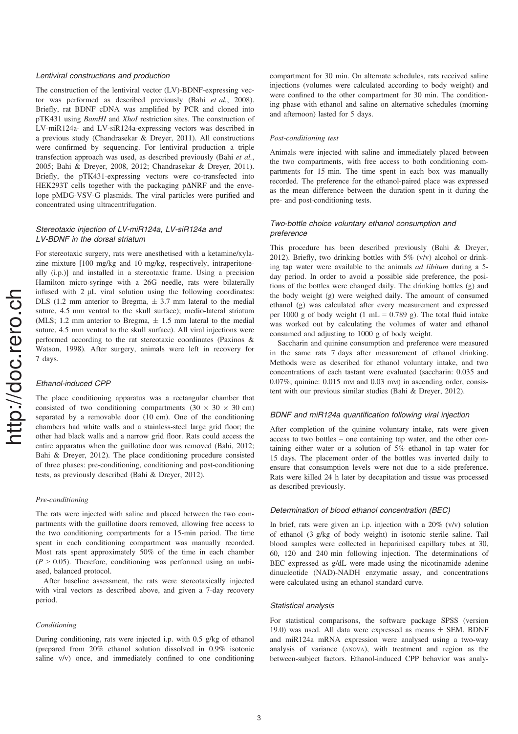### Lentiviral constructions and production

The construction of the lentiviral vector (LV)-BDNF-expressing vector was performed as described previously (Bahi *et al.*, 2008). Briefly, rat BDNF cDNA was amplified by PCR and cloned into pTK431 using *BamHI* and *XhoI* restriction sites. The construction of LV-miR124a- and LV-siR124a-expressing vectors was described in a previous study (Chandrasekar & Dreyer, 2011). All constructions were confirmed by sequencing. For lentiviral production a triple transfection approach was used, as described previously (Bahi *et al.*, 2005; Bahi & Dreyer, 2008, 2012; Chandrasekar & Dreyer, 2011). Briefly, the pTK431-expressing vectors were co-transfected into HEK293T cells together with the packaging pΔNRF and the envelope pMDG-VSV-G plasmids. The viral particles were purified and concentrated using ultracentrifugation.

### Stereotaxic injection of LV-miR124a, LV-siR124a and LV-BDNF in the dorsal striatum

For stereotaxic surgery, rats were anesthetised with a ketamine/xylazine mixture [100 mg/kg and 10 mg/kg, respectively, intraperitoneally (i.p.)] and installed in a stereotaxic frame. Using a precision Hamilton micro-syringe with a 26G needle, rats were bilaterally infused with 2 μL viral solution using the following coordinates: DLS (1.2 mm anterior to Bregma, ± 3.7 mm lateral to the medial suture, 4.5 mm ventral to the skull surface); medio-lateral striatum (MLS; 1.2 mm anterior to Bregma, ± 1.5 mm lateral to the medial suture, 4.5 mm ventral to the skull surface). All viral injections were performed according to the rat stereotaxic coordinates (Paxinos & Watson, 1998). After surgery, animals were left in recovery for 7 days.

### Ethanol-induced CPP

The place conditioning apparatus was a rectangular chamber that consisted of two conditioning compartments (30 × 30 × 30 cm) separated by a removable door (10 cm). One of the conditioning chambers had white walls and a stainless-steel large grid floor; the other had black walls and a narrow grid floor. Rats could access the entire apparatus when the guillotine door was removed (Bahi, 2012; Bahi & Dreyer, 2012). The place conditioning procedure consisted of three phases: pre-conditioning, conditioning and post-conditioning tests, as previously described (Bahi & Dreyer, 2012).

#### *Pre-conditioning*

The rats were injected with saline and placed between the two compartments with the guillotine doors removed, allowing free access to the two conditioning compartments for a 15-min period. The time spent in each conditioning compartment was manually recorded. Most rats spent approximately 50% of the time in each chamber ($P > 0.05$). Therefore, conditioning was performed using an unbiased, balanced protocol.

After baseline assessment, the rats were stereotaxically injected with viral vectors as described above, and given a 7-day recovery period.

#### *Conditioning*

During conditioning, rats were injected i.p. with 0.5 g/kg of ethanol (prepared from 20% ethanol solution dissolved in 0.9% isotonic saline v/v) once, and immediately confined to one conditioning compartment for 30 min. On alternate schedules, rats received saline injections (volumes were calculated according to body weight) and were confined to the other compartment for 30 min. The conditioning phase with ethanol and saline on alternative schedules (morning and afternoon) lasted for 5 days.

#### *Post-conditioning test*

Animals were injected with saline and immediately placed between the two compartments, with free access to both conditioning compartments for 15 min. The time spent in each box was manually recorded. The preference for the ethanol-paired place was expressed as the mean difference between the duration spent in it during the pre- and post-conditioning tests.

### Two-bottle choice voluntary ethanol consumption and preference

This procedure has been described previously (Bahi & Dreyer, 2012). Briefly, two drinking bottles with 5% (v/v) alcohol or drinking tap water were available to the animals *ad libitum* during a 5-day period. In order to avoid a possible side preference, the positions of the bottles were changed daily. The drinking bottles (g) and the body weight (g) were weighed daily. The amount of consumed ethanol (g) was calculated after every measurement and expressed per 1000 g of body weight (1 mL = 0.789 g). The total fluid intake was worked out by calculating the volumes of water and ethanol consumed and adjusting to 1000 g of body weight.

Saccharin and quinine consumption and preference were measured in the same rats 7 days after measurement of ethanol drinking. Methods were as described for ethanol voluntary intake, and two concentrations of each tastant were evaluated (saccharin: 0.035 and 0.07%; quinine: 0.015 mM and 0.03 mM) in ascending order, consistent with our previous similar studies (Bahi & Dreyer, 2012).

### BDNF and miR124a quantification following viral injection

After completion of the quinine voluntary intake, rats were given access to two bottles – one containing tap water, and the other containing either water or a solution of 5% ethanol in tap water for 15 days. The placement order of the bottles was inverted daily to ensure that consumption levels were not due to a side preference. Rats were killed 24 h later by decapitation and tissue was processed as described previously.

### Determination of blood ethanol concentration (BEC)

In brief, rats were given an i.p. injection with a 20% (v/v) solution of ethanol (3 g/kg of body weight) in isotonic sterile saline. Tail blood samples were collected in heparinised capillary tubes at 30, 60, 120 and 240 min following injection. The determinations of BEC expressed as g/dL were made using the nicotinamide adenine dinucleotide (NAD)-NADH enzymatic assay, and concentrations were calculated using an ethanol standard curve.

### Statistical analysis

For statistical comparisons, the software package SPSS (version 19.0) was used. All data were expressed as means ± SEM. BDNF and miR124a mRNA expression were analysed using a two-way analysis of variance (ANOVA), with treatment and region as the between-subject factors. Ethanol-induced CPP behavior was analy-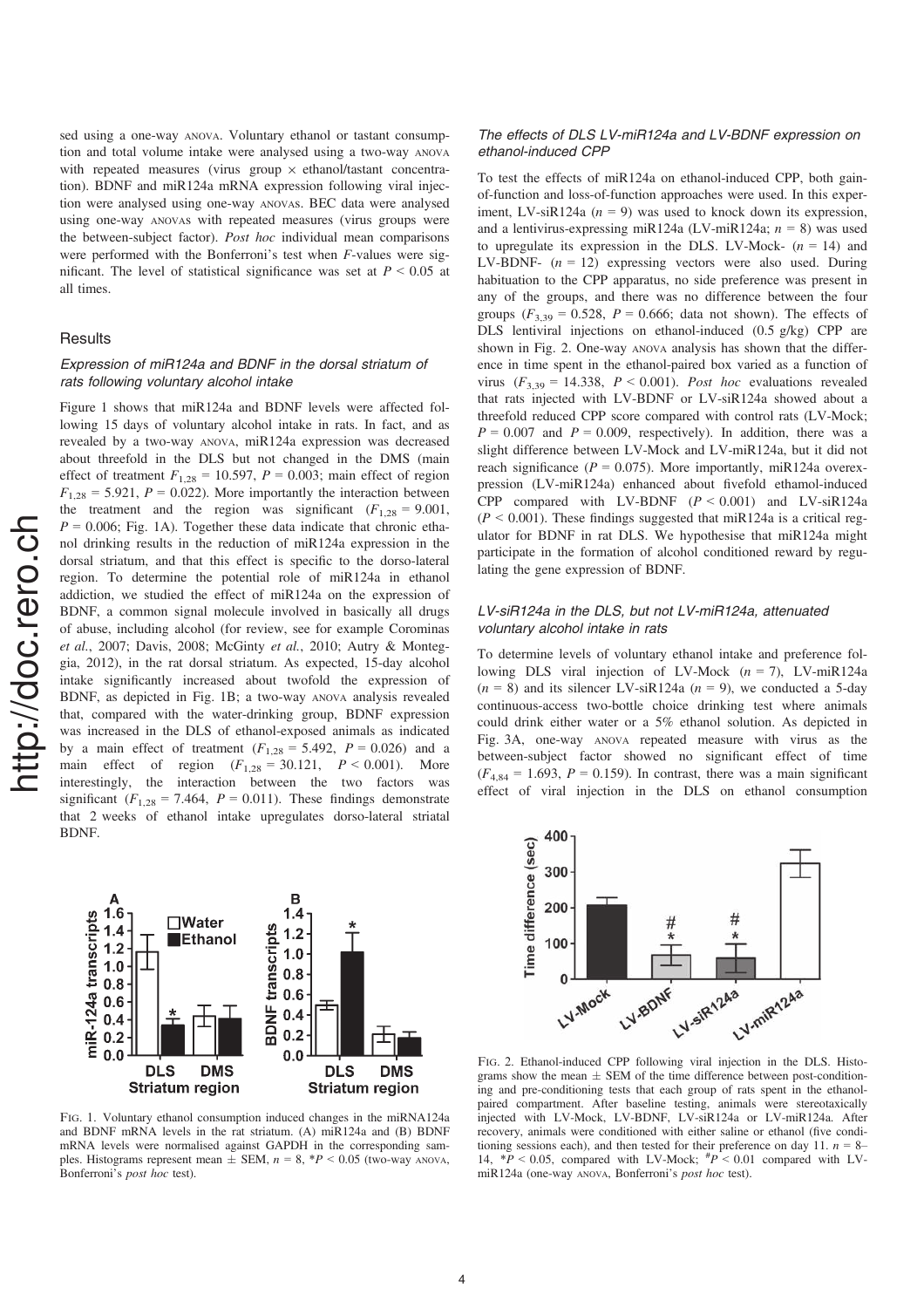sed using a one-way ANOVA. Voluntary ethanol or tastant consumption and total volume intake were analysed using a two-way ANOVA with repeated measures (virus group × ethanol/tastant concentration). BDNF and miR124a mRNA expression following viral injection were analysed using one-way ANOVAs. BEC data were analysed using one-way ANOVAs with repeated measures (virus groups were the between-subject factor). *Post hoc* individual mean comparisons were performed with the Bonferroni's test when *F*-values were significant. The level of statistical significance was set at $P < 0.05$ at all times.

## Results

### *Expression of miR124a and BDNF in the dorsal striatum of rats following voluntary alcohol intake*

Figure 1 shows that miR124a and BDNF levels were affected following 15 days of voluntary alcohol intake in rats. In fact, and as revealed by a two-way ANOVA, miR124a expression was decreased about threefold in the DLS but not changed in the DMS (main effect of treatment $F_{1,28} = 10.597$, $P = 0.003$; main effect of region $F_{1,28} = 5.921$, $P = 0.022$). More importantly the interaction between the treatment and the region was significant ($F_{1,28} = 9.001$, $P = 0.006$; Fig. 1A). Together these data indicate that chronic ethanol drinking results in the reduction of miR124a expression in the dorsal striatum, and that this effect is specific to the dorso-lateral region. To determine the potential role of miR124a in ethanol addiction, we studied the effect of miR124a on the expression of BDNF, a common signal molecule involved in basically all drugs of abuse, including alcohol (for review, see for example Corominas *et al.*, 2007; Davis, 2008; McGinty *et al.*, 2010; Autry & Monteggia, 2012), in the rat dorsal striatum. As expected, 15-day alcohol intake significantly increased about twofold the expression of BDNF, as depicted in Fig. 1B; a two-way ANOVA analysis revealed that, compared with the water-drinking group, BDNF expression was increased in the DLS of ethanol-exposed animals as indicated by a main effect of treatment ($F_{1,28} = 5.492$, $P = 0.026$) and a main effect of region ($F_{1,28} = 30.121$, $P < 0.001$). More interestingly, the interaction between the two factors was significant ($F_{1,28} = 7.464$, $P = 0.011$). These findings demonstrate that 2 weeks of ethanol intake upregulates dorso-lateral striatal BDNF.

FIG. 1. Voluntary ethanol consumption induced changes in the miRNA124a and BDNF mRNA levels in the rat striatum. (A) miR124a and (B) BDNF mRNA levels were normalised against GAPDH in the corresponding samples. Histograms represent mean ± SEM, $n = 8$, \*$P < 0.05$ (two-way ANOVA, Bonferroni's *post hoc* test).

### *The effects of DLS LV-miR124a and LV-BDNF expression on ethanol-induced CPP*

To test the effects of miR124a on ethanol-induced CPP, both gain-of-function and loss-of-function approaches were used. In this experiment, LV-siR124a ($n = 9$) was used to knock down its expression, and a lentivirus-expressing miR124a (LV-miR124a; $n = 8$) was used to upregulate its expression in the DLS. LV-Mock- ($n = 14$) and LV-BDNF- ($n = 12$) expressing vectors were also used. During habituation to the CPP apparatus, no side preference was present in any of the groups, and there was no difference between the four groups ($F_{3,39} = 0.528$, $P = 0.666$; data not shown). The effects of DLS lentiviral injections on ethanol-induced (0.5 g/kg) CPP are shown in Fig. 2. One-way ANOVA analysis has shown that the difference in time spent in the ethanol-paired box varied as a function of virus ($F_{3,39} = 14.338$, $P < 0.001$). *Post hoc* evaluations revealed that rats injected with LV-BDNF or LV-siR124a showed about a threefold reduced CPP score compared with control rats (LV-Mock; $P = 0.007$ and $P = 0.009$, respectively). In addition, there was a slight difference between LV-Mock and LV-miR124a, but it did not reach significance ($P = 0.075$). More importantly, miR124a overexpression (LV-miR124a) enhanced about fivefold ethamol-induced CPP compared with LV-BDNF ($P < 0.001$) and LV-siR124a ($P < 0.001$). These findings suggested that miR124a is a critical regulator for BDNF in rat DLS. We hypothesise that miR124a might participate in the formation of alcohol conditioned reward by regulating the gene expression of BDNF.

### *LV-siR124a in the DLS, but not LV-miR124a, attenuated voluntary alcohol intake in rats*

To determine levels of voluntary ethanol intake and preference following DLS viral injection of LV-Mock ($n = 7$), LV-miR124a ($n = 8$) and its silencer LV-siR124a ($n = 9$), we conducted a 5-day continuous-access two-bottle choice drinking test where animals could drink either water or a 5% ethanol solution. As depicted in Fig. 3A, one-way ANOVA repeated measure with virus as the between-subject factor showed no significant effect of time ($F_{4,84} = 1.693$, $P = 0.159$). In contrast, there was a main significant effect of viral injection in the DLS on ethanol consumption

FIG. 2. Ethanol-induced CPP following viral injection in the DLS. Histograms show the mean ± SEM of the time difference between post-conditioning and pre-conditioning tests that each group of rats spent in the ethanol-paired compartment. After baseline testing, animals were stereotaxically injected with LV-Mock, LV-BDNF, LV-siR124a or LV-miR124a. After recovery, animals were conditioned with either saline or ethanol (five conditioning sessions each), and then tested for their preference on day 11. $n = 8$–14, \*$P < 0.05$, compared with LV-Mock; #$P < 0.01$ compared with LV-miR124a (one-way ANOVA, Bonferroni's *post hoc* test).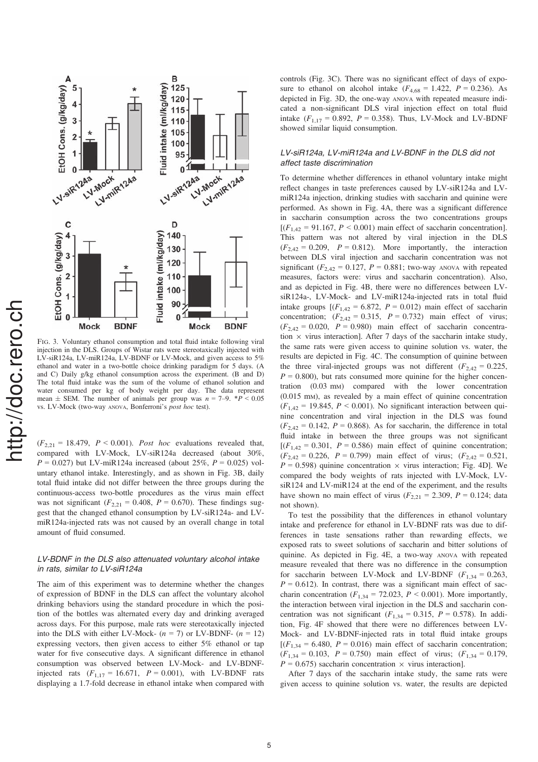FIG. 3. Voluntary ethanol consumption and total fluid intake following viral injection in the DLS. Groups of Wistar rats were stereotaxically injected with LV-siR124a, LV-miR124a, LV-BDNF or LV-Mock, and given access to 5% ethanol and water in a two-bottle choice drinking paradigm for 5 days. (A and C) Daily g/kg ethanol consumption across the experiment. (B and D) The total fluid intake was the sum of the volume of ethanol solution and water consumed per kg of body weight per day. The data represent mean ± SEM. The number of animals per group was $n = 7–9$. $^{*}P < 0.05$ vs. LV-Mock (two-way ANOVA, Bonferroni's *post hoc* test).

($F_{2,21} = 18.479$, $P < 0.001$). *Post hoc* evaluations revealed that, compared with LV-Mock, LV-siR124a decreased (about 30%, $P = 0.027$) but LV-miR124a increased (about 25%, $P = 0.025$) voluntary ethanol intake. Interestingly, and as shown in Fig. 3B, daily total fluid intake did not differ between the three groups during the continuous-access two-bottle procedures as the virus main effect was not significant ($F_{2,21} = 0.408$, $P = 0.670$). These findings suggest that the changed ethanol consumption by LV-siR124a- and LV-miR124a-injected rats was not caused by an overall change in total amount of fluid consumed.

### *LV-BDNF in the DLS also attenuated voluntary alcohol intake in rats, similar to LV-siR124a*

The aim of this experiment was to determine whether the changes of expression of BDNF in the DLS can affect the voluntary alcohol drinking behaviors using the standard procedure in which the position of the bottles was alternated every day and drinking averaged across days. For this purpose, male rats were stereotaxically injected into the DLS with either LV-Mock- ($n = 7$) or LV-BDNF- ($n = 12$) expressing vectors, then given access to either 5% ethanol or tap water for five consecutive days. A significant difference in ethanol consumption was observed between LV-Mock- and LV-BDNF-injected rats ($F_{1,17} = 16.671$, $P = 0.001$), with LV-BDNF rats displaying a 1.7-fold decrease in ethanol intake when compared with controls (Fig. 3C). There was no significant effect of days of exposure to ethanol on alcohol intake ($F_{4,68} = 1.422$, $P = 0.236$). As depicted in Fig. 3D, the one-way ANOVA with repeated measure indicated a non-significant DLS viral injection effect on total fluid intake ($F_{1,17} = 0.892$, $P = 0.358$). Thus, LV-Mock and LV-BDNF showed similar liquid consumption.

### *LV-siR124a, LV-miR124a and LV-BDNF in the DLS did not affect taste discrimination*

To determine whether differences in ethanol voluntary intake might reflect changes in taste preferences caused by LV-siR124a and LV-miR124a injection, drinking studies with saccharin and quinine were performed. As shown in Fig. 4A, there was a significant difference in saccharin consumption across the two concentrations groups [($F_{1,42} = 91.167$, $P < 0.001$) main effect of saccharin concentration]. This pattern was not altered by viral injection in the DLS ($F_{2,42} = 0.209$, $P = 0.812$). More importantly, the interaction between DLS viral injection and saccharin concentration was not significant ($F_{2,42} = 0.127$, $P = 0.881$; two-way ANOVA with repeated measures, factors were: virus and saccharin concentration). Also, and as depicted in Fig. 4B, there were no differences between LV-siR124a-, LV-Mock- and LV-miR124a-injected rats in total fluid intake groups [($F_{1,42} = 6.872$, $P = 0.012$) main effect of saccharin concentration; ($F_{2,42} = 0.315$, $P = 0.732$) main effect of virus; ($F_{2,42} = 0.020$, $P = 0.980$) main effect of saccharin concentration × virus interaction]. After 7 days of the saccharin intake study, the same rats were given access to quinine solution vs. water, the results are depicted in Fig. 4C. The consumption of quinine between the three viral-injected groups was not different ($F_{2,42} = 0.225$, $P = 0.800$), but rats consumed more quinine for the higher concentration (0.03 mM) compared with the lower concentration (0.015 mM), as revealed by a main effect of quinine concentration ($F_{1,42} = 19.845$, $P < 0.001$). No significant interaction between quinine concentration and viral injection in the DLS was found ($F_{2,42} = 0.142$, $P = 0.868$). As for saccharin, the difference in total fluid intake in between the three groups was not significant [($F_{1,42} = 0.301$, $P = 0.586$) main effect of quinine concentration; ($F_{2,42} = 0.226$, $P = 0.799$) main effect of virus; ($F_{2,42} = 0.521$, $P = 0.598$) quinine concentration × virus interaction; Fig. 4D]. We compared the body weights of rats injected with LV-Mock, LV-siR124 and LV-miR124 at the end of the experiment, and the results have shown no main effect of virus ($F_{2,21} = 2.309$, $P = 0.124$; data not shown).

To test the possibility that the differences in ethanol voluntary intake and preference for ethanol in LV-BDNF rats was due to differences in taste sensations rather than rewarding effects, we exposed rats to sweet solutions of saccharin and bitter solutions of quinine. As depicted in Fig. 4E, a two-way ANOVA with repeated measure revealed that there was no difference in the consumption for saccharin between LV-Mock and LV-BDNF ($F_{1,34} = 0.263$, $P = 0.612$). In contrast, there was a significant main effect of saccharin concentration ($F_{1,34} = 72.023$, $P < 0.001$). More importantly, the interaction between viral injection in the DLS and saccharin concentration was not significant ($F_{1,34} = 0.315$, $P = 0.578$). In addition, Fig. 4F showed that there were no differences between LV-Mock- and LV-BDNF-injected rats in total fluid intake groups [($F_{1,34} = 6.480$, $P = 0.016$) main effect of saccharin concentration; ($F_{1,34} = 0.103$, $P = 0.750$) main effect of virus; ($F_{1,34} = 0.179$, $P = 0.675$) saccharin concentration × virus interaction].

After 7 days of the saccharin intake study, the same rats were given access to quinine solution vs. water, the results are depicted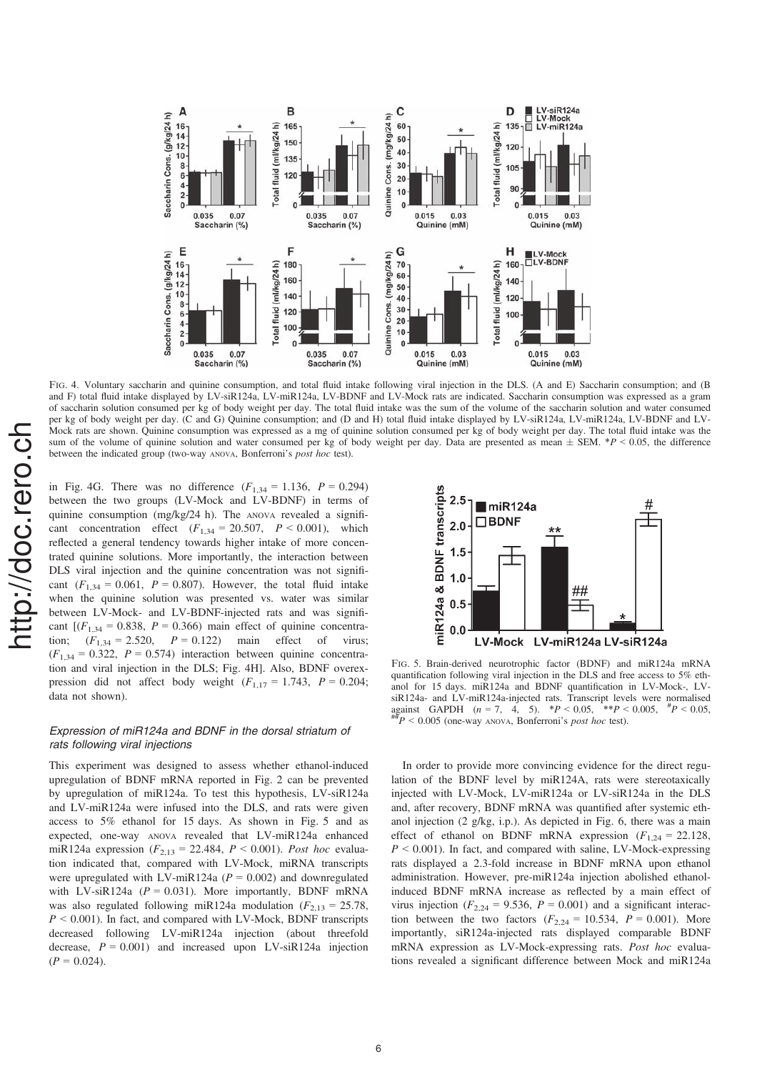FIG. 4. Voluntary saccharin and quinine consumption, and total fluid intake following viral injection in the DLS. (A and E) Saccharin consumption; and (B and F) total fluid intake displayed by LV-siR124a, LV-miR124a, LV-BDNF and LV-Mock rats are indicated. Saccharin consumption was expressed as a gram of saccharin solution consumed per kg of body weight per day. The total fluid intake was the sum of the volume of the saccharin solution and water consumed per kg of body weight per day. (C and G) Quinine consumption; and (D and H) total fluid intake displayed by LV-siR124a, LV-miR124a, LV-BDNF and LV-Mock rats are shown. Quinine consumption was expressed as a mg of quinine solution consumed per kg of body weight per day. The total fluid intake was the sum of the volume of quinine solution and water consumed per kg of body weight per day. Data are presented as mean ± SEM. \*$P < 0.05$, the difference between the indicated group (two-way ANOVA, Bonferroni's *post hoc* test).

in Fig. 4G. There was no difference ($F_{1,34} = 1.136$, $P = 0.294$) between the two groups (LV-Mock and LV-BDNF) in terms of quinine consumption (mg/kg/24 h). The ANOVA revealed a significant concentration effect ($F_{1,34} = 20.507$, $P < 0.001$), which reflected a general tendency towards higher intake of more concentrated quinine solutions. More importantly, the interaction between DLS viral injection and the quinine concentration was not significant ($F_{1,34} = 0.061$, $P = 0.807$). However, the total fluid intake when the quinine solution was presented vs. water was similar between LV-Mock- and LV-BDNF-injected rats and was significant [($F_{1,34} = 0.838$, $P = 0.366$) main effect of quinine concentration; ($F_{1,34} = 2.520$, $P = 0.122$) main effect of virus; ($F_{1,34} = 0.322$, $P = 0.574$) interaction between quinine concentration and viral injection in the DLS; Fig. 4H]. Also, BDNF overexpression did not affect body weight ($F_{1,17} = 1.743$, $P = 0.204$; data not shown).

### *Expression of miR124a and BDNF in the dorsal striatum of rats following viral injections*

This experiment was designed to assess whether ethanol-induced upregulation of BDNF mRNA reported in Fig. 2 can be prevented by upregulation of miR124a. To test this hypothesis, LV-siR124a and LV-miR124a were infused into the DLS, and rats were given access to 5% ethanol for 15 days. As shown in Fig. 5 and as expected, one-way ANOVA revealed that LV-miR124a enhanced miR124a expression ($F_{2,13} = 22.484$, $P < 0.001$). *Post hoc* evaluation indicated that, compared with LV-Mock, miRNA transcripts were upregulated with LV-miR124a ($P = 0.002$) and downregulated with LV-siR124a ($P = 0.031$). More importantly, BDNF mRNA was also regulated following miR124a modulation ($F_{2,13} = 25.78$, $P < 0.001$). In fact, and compared with LV-Mock, BDNF transcripts decreased following LV-miR124a injection (about threefold decrease, $P = 0.001$) and increased upon LV-siR124a injection ($P = 0.024$).

FIG. 5. Brain-derived neurotrophic factor (BDNF) and miR124a mRNA quantification following viral injection in the DLS and free access to 5% ethanol for 15 days. miR124a and BDNF quantification in LV-Mock-, LV-siR124a- and LV-miR124a-injected rats. Transcript levels were normalised against GAPDH ($n = 7$, 4, 5). \*$P < 0.05$, \*\*$P < 0.005$, #$P < 0.05$, ##$P < 0.005$ (one-way ANOVA, Bonferroni's *post hoc* test).

In order to provide more convincing evidence for the direct regulation of the BDNF level by miR124A, rats were stereotaxically injected with LV-Mock, LV-miR124a or LV-siR124a in the DLS and, after recovery, BDNF mRNA was quantified after systemic ethanol injection (2 g/kg, i.p.). As depicted in Fig. 6, there was a main effect of ethanol on BDNF mRNA expression ($F_{1,24} = 22.128$, $P < 0.001$). In fact, and compared with saline, LV-Mock-expressing rats displayed a 2.3-fold increase in BDNF mRNA upon ethanol administration. However, pre-miR124a injection abolished ethanol-induced BDNF mRNA increase as reflected by a main effect of virus injection ($F_{2,24} = 9.536$, $P = 0.001$) and a significant interaction between the two factors ($F_{2,24} = 10.534$, $P = 0.001$). More importantly, siR124a-injected rats displayed comparable BDNF mRNA expression as LV-Mock-expressing rats. *Post hoc* evaluations revealed a significant difference between Mock and miR124a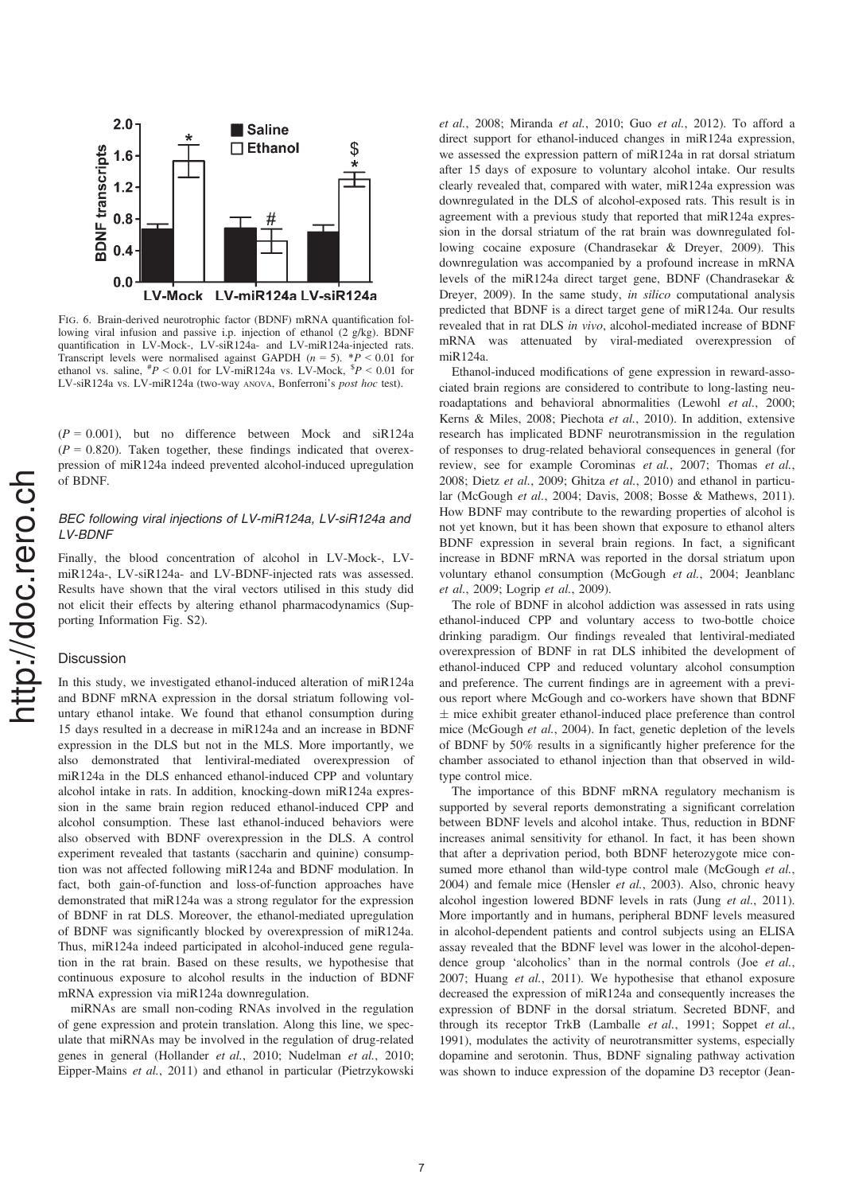FIG. 6. Brain-derived neurotrophic factor (BDNF) mRNA quantification following viral infusion and passive i.p. injection of ethanol (2 g/kg). BDNF quantification in LV-Mock-, LV-siR124a- and LV-miR124a-injected rats. Transcript levels were normalised against GAPDH ($n = 5$). *$P < 0.01$ for ethanol vs. saline, $^{\#}P < 0.01$ for LV-miR124a vs. LV-Mock, $^{\$}P < 0.01$ for LV-siR124a vs. LV-miR124a (two-way ANOVA, Bonferroni's *post hoc* test).

($P = 0.001$), but no difference between Mock and siR124a ($P = 0.820$). Taken together, these findings indicated that overexpression of miR124a indeed prevented alcohol-induced upregulation of BDNF.

### *BEC following viral injections of LV-miR124a, LV-siR124a and LV-BDNF*

Finally, the blood concentration of alcohol in LV-Mock-, LV-miR124a-, LV-siR124a- and LV-BDNF-injected rats was assessed. Results have shown that the viral vectors utilised in this study did not elicit their effects by altering ethanol pharmacodynamics (Supporting Information Fig. S2).

## Discussion

In this study, we investigated ethanol-induced alteration of miR124a and BDNF mRNA expression in the dorsal striatum following voluntary ethanol intake. We found that ethanol consumption during 15 days resulted in a decrease in miR124a and an increase in BDNF expression in the DLS but not in the MLS. More importantly, we also demonstrated that lentiviral-mediated overexpression of miR124a in the DLS enhanced ethanol-induced CPP and voluntary alcohol intake in rats. In addition, knocking-down miR124a expression in the same brain region reduced ethanol-induced CPP and alcohol consumption. These last ethanol-induced behaviors were also observed with BDNF overexpression in the DLS. A control experiment revealed that tastants (saccharin and quinine) consumption was not affected following miR124a and BDNF modulation. In fact, both gain-of-function and loss-of-function approaches have demonstrated that miR124a was a strong regulator for the expression of BDNF in rat DLS. Moreover, the ethanol-mediated upregulation of BDNF was significantly blocked by overexpression of miR124a. Thus, miR124a indeed participated in alcohol-induced gene regulation in the rat brain. Based on these results, we hypothesise that continuous exposure to alcohol results in the induction of BDNF mRNA expression via miR124a downregulation.

miRNAs are small non-coding RNAs involved in the regulation of gene expression and protein translation. Along this line, we speculate that miRNAs may be involved in the regulation of drug-related genes in general (Hollander *et al.*, 2010; Nudelman *et al.*, 2010; Eipper-Mains *et al.*, 2011) and ethanol in particular (Pietrzykowski *et al.*, 2008; Miranda *et al.*, 2010; Guo *et al.*, 2012). To afford a direct support for ethanol-induced changes in miR124a expression, we assessed the expression pattern of miR124a in rat dorsal striatum after 15 days of exposure to voluntary alcohol intake. Our results clearly revealed that, compared with water, miR124a expression was downregulated in the DLS of alcohol-exposed rats. This result is in agreement with a previous study that reported that miR124a expression in the dorsal striatum of the rat brain was downregulated following cocaine exposure (Chandrasekar & Dreyer, 2009). This downregulation was accompanied by a profound increase in mRNA levels of the miR124a direct target gene, BDNF (Chandrasekar & Dreyer, 2009). In the same study, *in silico* computational analysis predicted that BDNF is a direct target gene of miR124a. Our results revealed that in rat DLS *in vivo*, alcohol-mediated increase of BDNF mRNA was attenuated by viral-mediated overexpression of miR124a.

Ethanol-induced modifications of gene expression in reward-associated brain regions are considered to contribute to long-lasting neuroadaptations and behavioral abnormalities (Lewohl *et al.*, 2000; Kerns & Miles, 2008; Piechota *et al.*, 2010). In addition, extensive research has implicated BDNF neurotransmission in the regulation of responses to drug-related behavioral consequences in general (for review, see for example Corominas *et al.*, 2007; Thomas *et al.*, 2008; Dietz *et al.*, 2009; Ghitza *et al.*, 2010) and ethanol in particular (McGough *et al.*, 2004; Davis, 2008; Bosse & Mathews, 2011). How BDNF may contribute to the rewarding properties of alcohol is not yet known, but it has been shown that exposure to ethanol alters BDNF expression in several brain regions. In fact, a significant increase in BDNF mRNA was reported in the dorsal striatum upon voluntary ethanol consumption (McGough *et al.*, 2004; Jeanblanc *et al.*, 2009; Logrip *et al.*, 2009).

The role of BDNF in alcohol addiction was assessed in rats using ethanol-induced CPP and voluntary access to two-bottle choice drinking paradigm. Our findings revealed that lentiviral-mediated overexpression of BDNF in rat DLS inhibited the development of ethanol-induced CPP and reduced voluntary alcohol consumption and preference. The current findings are in agreement with a previous report where McGough and co-workers have shown that BDNF $\pm$ mice exhibit greater ethanol-induced place preference than control mice (McGough *et al.*, 2004). In fact, genetic depletion of the levels of BDNF by 50% results in a significantly higher preference for the chamber associated to ethanol injection than that observed in wild-type control mice.

The importance of this BDNF mRNA regulatory mechanism is supported by several reports demonstrating a significant correlation between BDNF levels and alcohol intake. Thus, reduction in BDNF increases animal sensitivity for ethanol. In fact, it has been shown that after a deprivation period, both BDNF heterozygote mice consumed more ethanol than wild-type control male (McGough *et al.*, 2004) and female mice (Hensler *et al.*, 2003). Also, chronic heavy alcohol ingestion lowered BDNF levels in rats (Jung *et al.*, 2011). More importantly and in humans, peripheral BDNF levels measured in alcohol-dependent patients and control subjects using an ELISA assay revealed that the BDNF level was lower in the alcohol-dependence group 'alcoholics' than in the normal controls (Joe *et al.*, 2007; Huang *et al.*, 2011). We hypothesise that ethanol exposure decreased the expression of miR124a and consequently increases the expression of BDNF in the dorsal striatum. Secreted BDNF, and through its receptor TrkB (Lamballe *et al.*, 1991; Soppet *et al.*, 1991), modulates the activity of neurotransmitter systems, especially dopamine and serotonin. Thus, BDNF signaling pathway activation was shown to induce expression of the dopamine D3 receptor (Jean-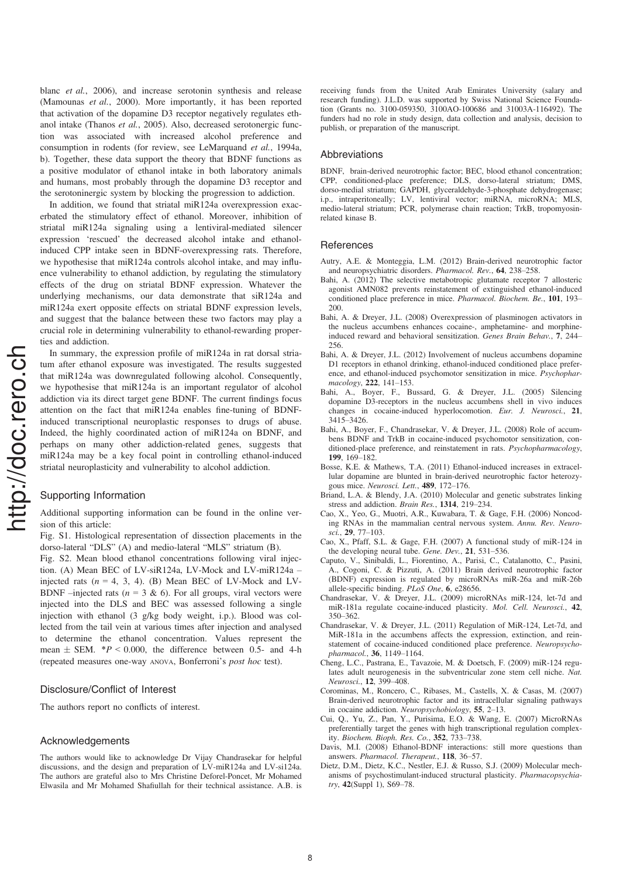blanc *et al.*, 2006), and increase serotonin synthesis and release (Mamounas *et al.*, 2000). More importantly, it has been reported that activation of the dopamine D3 receptor negatively regulates ethanol intake (Thanos *et al.*, 2005). Also, decreased serotonergic function was associated with increased alcohol preference and consumption in rodents (for review, see LeMarquand *et al.*, 1994a, b). Together, these data support the theory that BDNF functions as a positive modulator of ethanol intake in both laboratory animals and humans, most probably through the dopamine D3 receptor and the serotoninergic system by blocking the progression to addiction.

In addition, we found that striatal miR124a overexpression exacerbated the stimulatory effect of ethanol. Moreover, inhibition of striatal miR124a signaling using a lentiviral-mediated silencer expression 'rescued' the decreased alcohol intake and ethanol-induced CPP intake seen in BDNF-overexpressing rats. Therefore, we hypothesise that miR124a controls alcohol intake, and may influence vulnerability to ethanol addiction, by regulating the stimulatory effects of the drug on striatal BDNF expression. Whatever the underlying mechanisms, our data demonstrate that siR124a and miR124a exert opposite effects on striatal BDNF expression levels, and suggest that the balance between these two factors may play a crucial role in determining vulnerability to ethanol-rewarding properties and addiction.

In summary, the expression profile of miR124a in rat dorsal striatum after ethanol exposure was investigated. The results suggested that miR124a was downregulated following alcohol. Consequently, we hypothesise that miR124a is an important regulator of alcohol addiction via its direct target gene BDNF. The current findings focus attention on the fact that miR124a enables fine-tuning of BDNF-induced transcriptional neuroplastic responses to drugs of abuse. Indeed, the highly coordinated action of miR124a on BDNF, and perhaps on many other addiction-related genes, suggests that miR124a may be a key focal point in controlling ethanol-induced striatal neuroplasticity and vulnerability to alcohol addiction.

## Supporting Information

Additional supporting information can be found in the online version of this article:

Fig. S1. Histological representation of dissection placements in the dorso-lateral "DLS" (A) and medio-lateral "MLS" striatum (B).

Fig. S2. Mean blood ethanol concentrations following viral injection. (A) Mean BEC of LV-siR124a, LV-Mock and LV-miR124a – injected rats ($n = 4, 3, 4$). (B) Mean BEC of LV-Mock and LV-BDNF –injected rats ($n = 3$ & $6$). For all groups, viral vectors were injected into the DLS and BEC was assessed following a single injection with ethanol (3 g/kg body weight, i.p.). Blood was collected from the tail vein at various times after injection and analysed to determine the ethanol concentration. Values represent the mean ± SEM. $*P < 0.000$, the difference between 0.5- and 4-h (repeated measures one-way ANOVA, Bonferroni's *post hoc* test).

## Disclosure/Conflict of Interest

The authors report no conflicts of interest.

## Acknowledgements

The authors would like to acknowledge Dr Vijay Chandrasekar for helpful discussions, and the design and preparation of LV-miR124a and LV-si124a. The authors are grateful also to Mrs Christine Deforel-Poncet, Mr Mohamed Elwasila and Mr Mohamed Shafiullah for their technical assistance. A.B. is receiving funds from the United Arab Emirates University (salary and research funding). J.L.D. was supported by Swiss National Science Foundation (Grants no. 3100-059350, 3100AO-100686 and 31003A-116492). The funders had no role in study design, data collection and analysis, decision to publish, or preparation of the manuscript.

## Abbreviations

BDNF, brain-derived neurotrophic factor; BEC, blood ethanol concentration; CPP, conditioned-place preference; DLS, dorso-lateral striatum; DMS, dorso-medial striatum; GAPDH, glyceraldehyde-3-phosphate dehydrogenase; i.p., intraperitoneally; LV, lentiviral vector; miRNA, microRNA; MLS, medio-lateral striatum; PCR, polymerase chain reaction; TrkB, tropomyosin-related kinase B.

## References

Autry, A.E. & Monteggia, L.M. (2012) Brain-derived neurotrophic factor and neuropsychiatric disorders. *Pharmacol. Rev.*, **64**, 238–258.

Bahi, A. (2012) The selective metabotropic glutamate receptor 7 allosteric agonist AMN082 prevents reinstatement of extinguished ethanol-induced conditioned place preference in mice. *Pharmacol. Biochem. Be.*, **101**, 193–200.

Bahi, A. & Dreyer, J.L. (2008) Overexpression of plasminogen activators in the nucleus accumbens enhances cocaine-, amphetamine- and morphine-induced reward and behavioral sensitization. *Genes Brain Behav.*, **7**, 244–256.

Bahi, A. & Dreyer, J.L. (2012) Involvement of nucleus accumbens dopamine D1 receptors in ethanol drinking, ethanol-induced conditioned place preference, and ethanol-induced psychomotor sensitization in mice. *Psychopharmacology*, **222**, 141–153.

Bahi, A., Boyer, F., Bussard, G. & Dreyer, J.L. (2005) Silencing dopamine D3-receptors in the nucleus accumbens shell in vivo induces changes in cocaine-induced hyperlocomotion. *Eur. J. Neurosci.*, **21**, 3415–3426.

Bahi, A., Boyer, F., Chandrasekar, V. & Dreyer, J.L. (2008) Role of accumbens BDNF and TrkB in cocaine-induced psychomotor sensitization, conditioned-place preference, and reinstatement in rats. *Psychopharmacology*, **199**, 169–182.

Bosse, K.E. & Mathews, T.A. (2011) Ethanol-induced increases in extracellular dopamine are blunted in brain-derived neurotrophic factor heterozygous mice. *Neurosci. Lett.*, **489**, 172–176.

Briand, L.A. & Blendy, J.A. (2010) Molecular and genetic substrates linking stress and addiction. *Brain Res.*, **1314**, 219–234.

Cao, X., Yeo, G., Muotri, A.R., Kuwabara, T. & Gage, F.H. (2006) Noncoding RNAs in the mammalian central nervous system. *Annu. Rev. Neurosci.*, **29**, 77–103.

Cao, X., Pfaff, S.L. & Gage, F.H. (2007) A functional study of miR-124 in the developing neural tube. *Gene. Dev.*, **21**, 531–536.

Caputo, V., Sinibaldi, L., Fiorentino, A., Parisi, C., Catalanotto, C., Pasini, A., Cogoni, C. & Pizzuti, A. (2011) Brain derived neurotrophic factor (BDNF) expression is regulated by microRNAs miR-26a and miR-26b allele-specific binding. *PLoS One*, **6**, e28656.

Chandrasekar, V. & Dreyer, J.L. (2009) microRNAs miR-124, let-7d and miR-181a regulate cocaine-induced plasticity. *Mol. Cell. Neurosci.*, **42**, 350–362.

Chandrasekar, V. & Dreyer, J.L. (2011) Regulation of MiR-124, Let-7d, and MiR-181a in the accumbens affects the expression, extinction, and reinstatement of cocaine-induced conditioned place preference. *Neuropsychopharmacol.*, **36**, 1149–1164.

Cheng, L.C., Pastrana, E., Tavazoie, M. & Doetsch, F. (2009) miR-124 regulates adult neurogenesis in the subventricular zone stem cell niche. *Nat. Neurosci.*, **12**, 399–408.

Corominas, M., Roncero, C., Ribases, M., Castells, X. & Casas, M. (2007) Brain-derived neurotrophic factor and its intracellular signaling pathways in cocaine addiction. *Neuropsychobiology*, **55**, 2–13.

Cui, Q., Yu, Z., Pan, Y., Purisima, E.O. & Wang, E. (2007) MicroRNAs preferentially target the genes with high transcriptional regulation complexity. *Biochem. Bioph. Res. Co.*, **352**, 733–738.

Davis, M.I. (2008) Ethanol-BDNF interactions: still more questions than answers. *Pharmacol. Therapeut.*, **118**, 36–57.

Dietz, D.M., Dietz, K.C., Nestler, E.J. & Russo, S.J. (2009) Molecular mechanisms of psychostimulant-induced structural plasticity. *Pharmacopsychiatry*, **42**(Suppl 1), S69–78.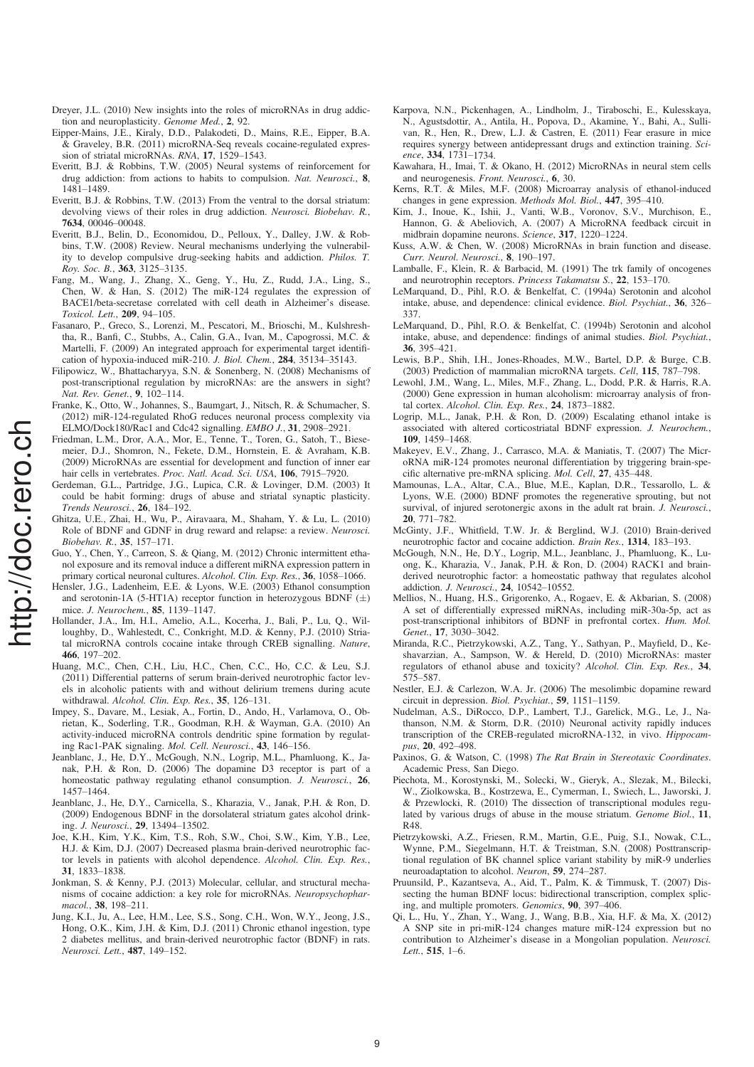Dreyer, J.L. (2010) New insights into the roles of microRNAs in drug addiction and neuroplasticity. *Genome Med.*, **2**, 92.

Eipper-Mains, J.E., Kiraly, D.D., Palakodeti, D., Mains, R.E., Eipper, B.A. & Graveley, B.R. (2011) microRNA-Seq reveals cocaine-regulated expression of striatal microRNAs. *RNA*, **17**, 1529–1543.

Everitt, B.J. & Robbins, T.W. (2005) Neural systems of reinforcement for drug addiction: from actions to habits to compulsion. *Nat. Neurosci.*, **8**, 1481–1489.

Everitt, B.J. & Robbins, T.W. (2013) From the ventral to the dorsal striatum: devolving views of their roles in drug addiction. *Neurosci. Biobehav. R.*, **7634**, 00046–00048.

Everitt, B.J., Belin, D., Economidou, D., Pelloux, Y., Dalley, J.W. & Robbins, T.W. (2008) Review. Neural mechanisms underlying the vulnerability to develop compulsive drug-seeking habits and addiction. *Philos. T. Roy. Soc. B.*, **363**, 3125–3135.

Fang, M., Wang, J., Zhang, X., Geng, Y., Hu, Z., Rudd, J.A., Ling, S., Chen, W. & Han, S. (2012) The miR-124 regulates the expression of BACE1/beta-secretase correlated with cell death in Alzheimer's disease. *Toxicol. Lett.*, **209**, 94–105.

Fasanaro, P., Greco, S., Lorenzi, M., Pescatori, M., Brioschi, M., Kulshreshtha, R., Banfi, C., Stubbs, A., Calin, G.A., Ivan, M., Capogrossi, M.C. & Martelli, F. (2009) An integrated approach for experimental target identification of hypoxia-induced miR-210. *J. Biol. Chem.*, **284**, 35134–35143.

Filipowicz, W., Bhattacharyya, S.N. & Sonenberg, N. (2008) Mechanisms of post-transcriptional regulation by microRNAs: are the answers in sight? *Nat. Rev. Genet.*, **9**, 102–114.

Franke, K., Otto, W., Johannes, S., Baumgart, J., Nitsch, R. & Schumacher, S. (2012) miR-124-regulated RhoG reduces neuronal process complexity via ELMO/Dock180/Rac1 and Cdc42 signalling. *EMBO J.*, **31**, 2908–2921.

Friedman, L.M., Dror, A.A., Mor, E., Tenne, T., Toren, G., Satoh, T., Biesemeier, D.J., Shomron, N., Fekete, D.M., Hornstein, E. & Avraham, K.B. (2009) MicroRNAs are essential for development and function of inner ear hair cells in vertebrates. *Proc. Natl. Acad. Sci. USA*, **106**, 7915–7920.

Gerdeman, G.L., Partridge, J.G., Lupica, C.R. & Lovinger, D.M. (2003) It could be habit forming: drugs of abuse and striatal synaptic plasticity. *Trends Neurosci.*, **26**, 184–192.

Ghitza, U.E., Zhai, H., Wu, P., Airavaara, M., Shaham, Y. & Lu, L. (2010) Role of BDNF and GDNF in drug reward and relapse: a review. *Neurosci. Biobehav. R.*, **35**, 157–171.

Guo, Y., Chen, Y., Carreon, S. & Qiang, M. (2012) Chronic intermittent ethanol exposure and its removal induce a different miRNA expression pattern in primary cortical neuronal cultures. *Alcohol. Clin. Exp. Res.*, **36**, 1058–1066.

Hensler, J.G., Ladenheim, E.E. & Lyons, W.E. (2003) Ethanol consumption and serotonin-1A (5-HT1A) receptor function in heterozygous BDNF (±) mice. *J. Neurochem.*, **85**, 1139–1147.

Hollander, J.A., Im, H.I., Amelio, A.L., Kocerha, J., Bali, P., Lu, Q., Willoughby, D., Wahlestedt, C., Conkright, M.D. & Kenny, P.J. (2010) Striatal microRNA controls cocaine intake through CREB signalling. *Nature*, **466**, 197–202.

Huang, M.C., Chen, C.H., Liu, H.C., Chen, C.C., Ho, C.C. & Leu, S.J. (2011) Differential patterns of serum brain-derived neurotrophic factor levels in alcoholic patients with and without delirium tremens during acute withdrawal. *Alcohol. Clin. Exp. Res.*, **35**, 126–131.

Impey, S., Davare, M., Lesiak, A., Fortin, D., Ando, H., Varlamova, O., Obrietan, K., Soderling, T.R., Goodman, R.H. & Wayman, G.A. (2010) An activity-induced microRNA controls dendritic spine formation by regulating Rac1-PAK signaling. *Mol. Cell. Neurosci.*, **43**, 146–156.

Jeanblanc, J., He, D.Y., McGough, N.N., Logrip, M.L., Phamluong, K., Janak, P.H. & Ron, D. (2006) The dopamine D3 receptor is part of a homeostatic pathway regulating ethanol consumption. *J. Neurosci.*, **26**, 1457–1464.

Jeanblanc, J., He, D.Y., Carnicella, S., Kharazia, V., Janak, P.H. & Ron, D. (2009) Endogenous BDNF in the dorsolateral striatum gates alcohol drinking. *J. Neurosci.*, **29**, 13494–13502.

Joe, K.H., Kim, Y.K., Kim, T.S., Roh, S.W., Choi, S.W., Kim, Y.B., Lee, H.J. & Kim, D.J. (2007) Decreased plasma brain-derived neurotrophic factor levels in patients with alcohol dependence. *Alcohol. Clin. Exp. Res.*, **31**, 1833–1838.

Jonkman, S. & Kenny, P.J. (2013) Molecular, cellular, and structural mechanisms of cocaine addiction: a key role for microRNAs. *Neuropsychopharmacol.*, **38**, 198–211.

Jung, K.I., Ju, A., Lee, H.M., Lee, S.S., Song, C.H., Won, W.Y., Jeong, J.S., Hong, O.K., Kim, J.H. & Kim, D.J. (2011) Chronic ethanol ingestion, type 2 diabetes mellitus, and brain-derived neurotrophic factor (BDNF) in rats. *Neurosci. Lett.*, **487**, 149–152.

Karpova, N.N., Pickenhagen, A., Lindholm, J., Tiraboschi, E., Kulesskaya, N., Agustsdottir, A., Antila, H., Popova, D., Akamine, Y., Bahi, A., Sullivan, R., Hen, R., Drew, L.J. & Castren, E. (2011) Fear erasure in mice requires synergy between antidepressant drugs and extinction training. *Science*, **334**, 1731–1734.

Kawahara, H., Imai, T. & Okano, H. (2012) MicroRNAs in neural stem cells and neurogenesis. *Front. Neurosci.*, **6**, 30.

Kerns, R.T. & Miles, M.F. (2008) Microarray analysis of ethanol-induced changes in gene expression. *Methods Mol. Biol.*, **447**, 395–410.

Kim, J., Inoue, K., Ishii, J., Vanti, W.B., Voronov, S.V., Murchison, E., Hannon, G. & Abeliovich, A. (2007) A MicroRNA feedback circuit in midbrain dopamine neurons. *Science*, **317**, 1220–1224.

Kuss, A.W. & Chen, W. (2008) MicroRNAs in brain function and disease. *Curr. Neurol. Neurosci.*, **8**, 190–197.

Lamballe, F., Klein, R. & Barbacid, M. (1991) The trk family of oncogenes and neurotrophin receptors. *Princess Takamatsu S.*, **22**, 153–170.

LeMarquand, D., Pihl, R.O. & Benkelfat, C. (1994a) Serotonin and alcohol intake, abuse, and dependence: clinical evidence. *Biol. Psychiat.*, **36**, 326–337.

LeMarquand, D., Pihl, R.O. & Benkelfat, C. (1994b) Serotonin and alcohol intake, abuse, and dependence: findings of animal studies. *Biol. Psychiat.*, **36**, 395–421.

Lewis, B.P., Shih, I.H., Jones-Rhoades, M.W., Bartel, D.P. & Burge, C.B. (2003) Prediction of mammalian microRNA targets. *Cell*, **115**, 787–798.

Lewohl, J.M., Wang, L., Miles, M.F., Zhang, L., Dodd, P.R. & Harris, R.A. (2000) Gene expression in human alcoholism: microarray analysis of frontal cortex. *Alcohol. Clin. Exp. Res.*, **24**, 1873–1882.

Logrip, M.L., Janak, P.H. & Ron, D. (2009) Escalating ethanol intake is associated with altered corticostriatal BDNF expression. *J. Neurochem.*, **109**, 1459–1468.

Makeyev, E.V., Zhang, J., Carrasco, M.A. & Maniatis, T. (2007) The MicroRNA miR-124 promotes neuronal differentiation by triggering brain-specific alternative pre-mRNA splicing. *Mol. Cell*, **27**, 435–448.

Mamounas, L.A., Altar, C.A., Blue, M.E., Kaplan, D.R., Tessarollo, L. & Lyons, W.E. (2000) BDNF promotes the regenerative sprouting, but not survival, of injured serotonergic axons in the adult rat brain. *J. Neurosci.*, **20**, 771–782.

McGinty, J.F., Whitfield, T.W. Jr. & Berglind, W.J. (2010) Brain-derived neurotrophic factor and cocaine addiction. *Brain Res.*, **1314**, 183–193.

McGough, N.N., He, D.Y., Logrip, M.L., Jeanblanc, J., Phamluong, K., Luong, K., Kharazia, V., Janak, P.H. & Ron, D. (2004) RACK1 and brain-derived neurotrophic factor: a homeostatic pathway that regulates alcohol addiction. *J. Neurosci.*, **24**, 10542–10552.

Mellios, N., Huang, H.S., Grigorenko, A., Rogaev, E. & Akbarian, S. (2008) A set of differentially expressed miRNAs, including miR-30a-5p, act as post-transcriptional inhibitors of BDNF in prefrontal cortex. *Hum. Mol. Genet.*, **17**, 3030–3042.

Miranda, R.C., Pietrzykowski, A.Z., Tang, Y., Sathyan, P., Mayfield, D., Keshavarzian, A., Sampson, W. & Hereld, D. (2010) MicroRNAs: master regulators of ethanol abuse and toxicity? *Alcohol. Clin. Exp. Res.*, **34**, 575–587.

Nestler, E.J. & Carlezon, W.A. Jr. (2006) The mesolimbic dopamine reward circuit in depression. *Biol. Psychiat.*, **59**, 1151–1159.

Nudelman, A.S., DiRocco, D.P., Lambert, T.J., Garelick, M.G., Le, J., Nathanson, N.M. & Storm, D.R. (2010) Neuronal activity rapidly induces transcription of the CREB-regulated microRNA-132, in vivo. *Hippocampus*, **20**, 492–498.

Paxinos, G. & Watson, C. (1998) *The Rat Brain in Stereotaxic Coordinates*. Academic Press, San Diego.

Piechota, M., Korostynski, M., Solecki, W., Gieryk, A., Slezak, M., Bilecki, W., Ziolkowska, B., Kostrzewa, E., Cymerman, I., Swiech, L., Jaworski, J. & Przewlocki, R. (2010) The dissection of transcriptional modules regulated by various drugs of abuse in the mouse striatum. *Genome Biol.*, **11**, R48.

Pietrzykowski, A.Z., Friesen, R.M., Martin, G.E., Puig, S.I., Nowak, C.L., Wynne, P.M., Siegelmann, H.T. & Treistman, S.N. (2008) Posttranscriptional regulation of BK channel splice variant stability by miR-9 underlies neuroadaptation to alcohol. *Neuron*, **59**, 274–287.

Pruunsild, P., Kazantseva, A., Aid, T., Palm, K. & Timmusk, T. (2007) Dissecting the human BDNF locus: bidirectional transcription, complex splicing, and multiple promoters. *Genomics*, **90**, 397–406.

Qi, L., Hu, Y., Zhan, Y., Wang, J., Wang, B.B., Xia, H.F. & Ma, X. (2012) A SNP site in pri-miR-124 changes mature miR-124 expression but no contribution to Alzheimer's disease in a Mongolian population. *Neurosci. Lett.*, **515**, 1–6.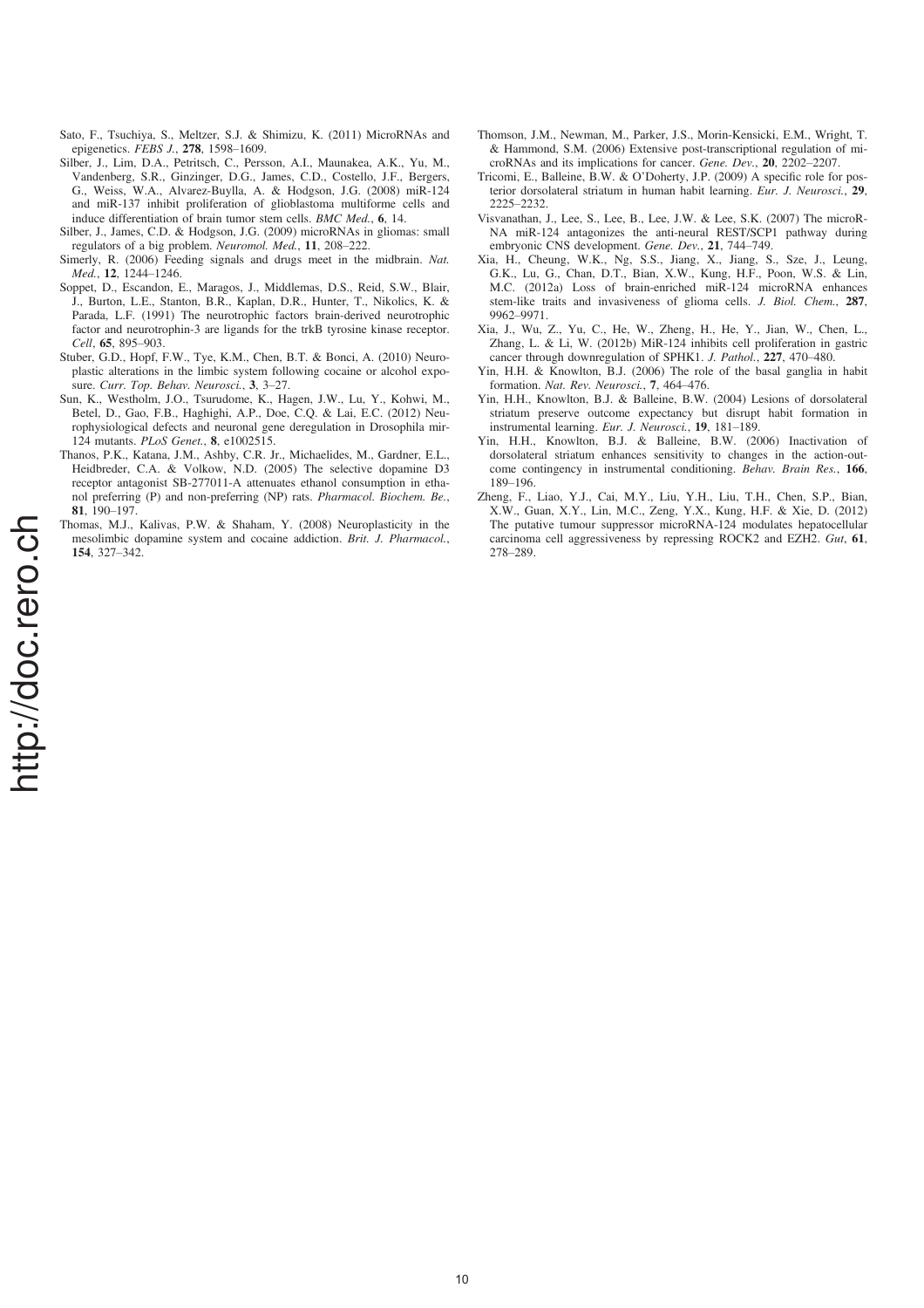Sato, F., Tsuchiya, S., Meltzer, S.J. & Shimizu, K. (2011) MicroRNAs and epigenetics. *FEBS J.*, **278**, 1598–1609.

Silber, J., Lim, D.A., Petritsch, C., Persson, A.I., Maunakea, A.K., Yu, M., Vandenberg, S.R., Ginzinger, D.G., James, C.D., Costello, J.F., Bergers, G., Weiss, W.A., Alvarez-Buylla, A. & Hodgson, J.G. (2008) miR-124 and miR-137 inhibit proliferation of glioblastoma multiforme cells and induce differentiation of brain tumor stem cells. *BMC Med.*, **6**, 14.

Silber, J., James, C.D. & Hodgson, J.G. (2009) microRNAs in gliomas: small regulators of a big problem. *Neuromol. Med.*, **11**, 208–222.

Simerly, R. (2006) Feeding signals and drugs meet in the midbrain. *Nat. Med.*, **12**, 1244–1246.

Soppet, D., Escandon, E., Maragos, J., Middlemas, D.S., Reid, S.W., Blair, J., Burton, L.E., Stanton, B.R., Kaplan, D.R., Hunter, T., Nikolics, K. & Parada, L.F. (1991) The neurotrophic factors brain-derived neurotrophic factor and neurotrophin-3 are ligands for the trkB tyrosine kinase receptor. *Cell*, **65**, 895–903.

Stuber, G.D., Hopf, F.W., Tye, K.M., Chen, B.T. & Bonci, A. (2010) Neuroplastic alterations in the limbic system following cocaine or alcohol exposure. *Curr. Top. Behav. Neurosci.*, **3**, 3–27.

Sun, K., Westholm, J.O., Tsurudome, K., Hagen, J.W., Lu, Y., Kohwi, M., Betel, D., Gao, F.B., Haghighi, A.P., Doe, C.Q. & Lai, E.C. (2012) Neurophysiological defects and neuronal gene deregulation in Drosophila mir-124 mutants. *PLoS Genet.*, **8**, e1002515.

Thanos, P.K., Katana, J.M., Ashby, C.R. Jr., Michaelides, M., Gardner, E.L., Heidbreder, C.A. & Volkow, N.D. (2005) The selective dopamine D3 receptor antagonist SB-277011-A attenuates ethanol consumption in ethanol preferring (P) and non-preferring (NP) rats. *Pharmacol. Biochem. Be.*, **81**, 190–197.

Thomas, M.J., Kalivas, P.W. & Shaham, Y. (2008) Neuroplasticity in the mesolimbic dopamine system and cocaine addiction. *Brit. J. Pharmacol.*, **154**, 327–342.

Thomson, J.M., Newman, M., Parker, J.S., Morin-Kensicki, E.M., Wright, T. & Hammond, S.M. (2006) Extensive post-transcriptional regulation of microRNAs and its implications for cancer. *Gene. Dev.*, **20**, 2202–2207.

Tricomi, E., Balleine, B.W. & O'Doherty, J.P. (2009) A specific role for posterior dorsolateral striatum in human habit learning. *Eur. J. Neurosci.*, **29**, 2225–2232.

Visvanathan, J., Lee, S., Lee, B., Lee, J.W. & Lee, S.K. (2007) The microRNA miR-124 antagonizes the anti-neural REST/SCP1 pathway during embryonic CNS development. *Gene. Dev.*, **21**, 744–749.

Xia, H., Cheung, W.K., Ng, S.S., Jiang, X., Jiang, S., Sze, J., Leung, G.K., Lu, G., Chan, D.T., Bian, X.W., Kung, H.F., Poon, W.S. & Lin, M.C. (2012a) Loss of brain-enriched miR-124 microRNA enhances stem-like traits and invasiveness of glioma cells. *J. Biol. Chem.*, **287**, 9962–9971.

Xia, J., Wu, Z., Yu, C., He, W., Zheng, H., He, Y., Jian, W., Chen, L., Zhang, L. & Li, W. (2012b) MiR-124 inhibits cell proliferation in gastric cancer through downregulation of SPHK1. *J. Pathol.*, **227**, 470–480.

Yin, H.H. & Knowlton, B.J. (2006) The role of the basal ganglia in habit formation. *Nat. Rev. Neurosci.*, **7**, 464–476.

Yin, H.H., Knowlton, B.J. & Balleine, B.W. (2004) Lesions of dorsolateral striatum preserve outcome expectancy but disrupt habit formation in instrumental learning. *Eur. J. Neurosci.*, **19**, 181–189.

Yin, H.H., Knowlton, B.J. & Balleine, B.W. (2006) Inactivation of dorsolateral striatum enhances sensitivity to changes in the action-outcome contingency in instrumental conditioning. *Behav. Brain Res.*, **166**, 189–196.

Zheng, F., Liao, Y.J., Cai, M.Y., Liu, Y.H., Liu, T.H., Chen, S.P., Bian, X.W., Guan, X.Y., Lin, M.C., Zeng, Y.X., Kung, H.F. & Xie, D. (2012) The putative tumour suppressor microRNA-124 modulates hepatocellular carcinoma cell aggressiveness by repressing ROCK2 and EZH2. *Gut*, **61**, 278–289.